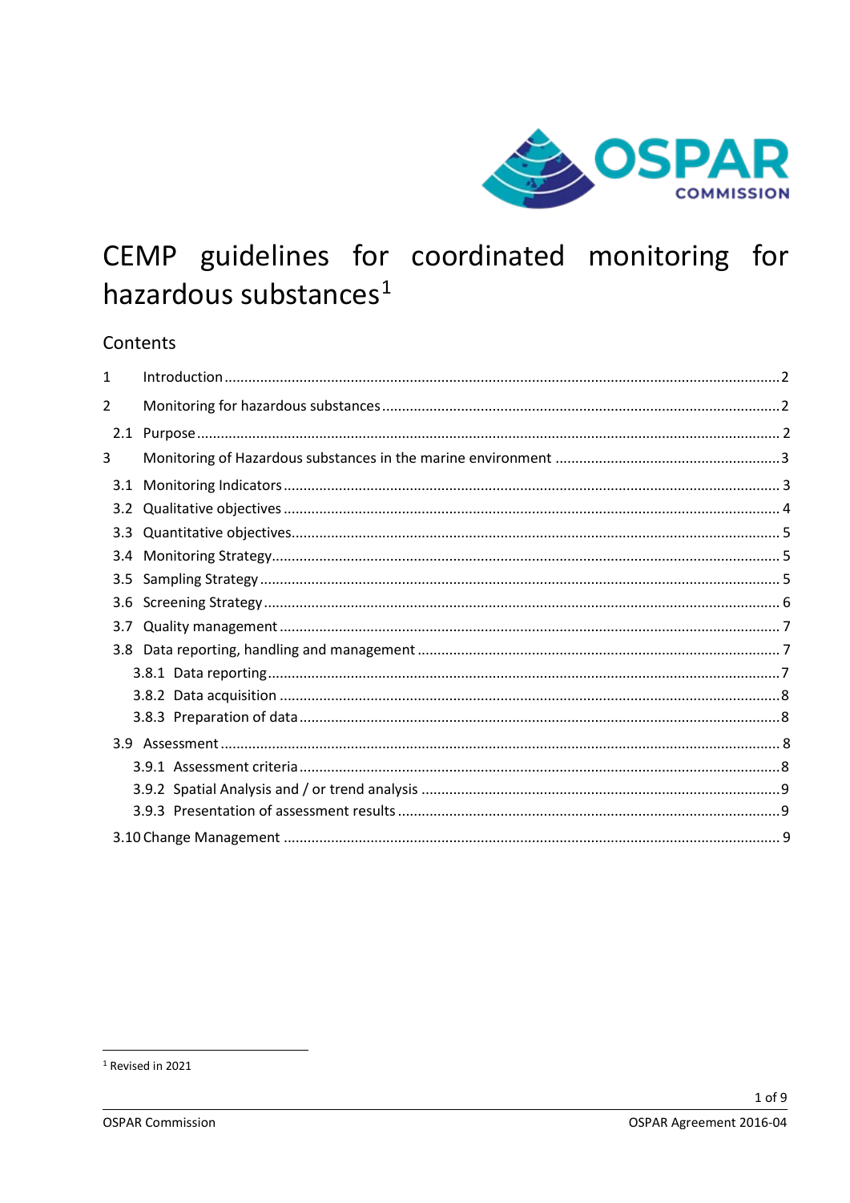# CEMP guidelines for coordinated monitoring for hazardous substances[1]

## Contents

| | | |
|---|---|---|
| 1 | Introduction | 2 |
| 2 | Monitoring for hazardous substances | 2 |
| 2.1 | Purpose | 2 |
| 3 | Monitoring of Hazardous substances in the marine environment | 3 |
| 3.1 | Monitoring Indicators | 3 |
| 3.2 | Qualitative objectives | 4 |
| 3.3 | Quantitative objectives | 5 |
| 3.4 | Monitoring Strategy | 5 |
| 3.5 | Sampling Strategy | 5 |
| 3.6 | Screening Strategy | 6 |
| 3.7 | Quality management | 7 |
| 3.8 | Data reporting, handling and management | 7 |
| 3.8.1 | Data reporting | 7 |
| 3.8.2 | Data acquisition | 8 |
| 3.8.3 | Preparation of data | 8 |
| 3.9 | Assessment | 8 |
| 3.9.1 | Assessment criteria | 8 |
| 3.9.2 | Spatial Analysis and / or trend analysis | 9 |
| 3.9.3 | Presentation of assessment results | 9 |
| 3.10 | Change Management | 9 |

[1] Revised in 2021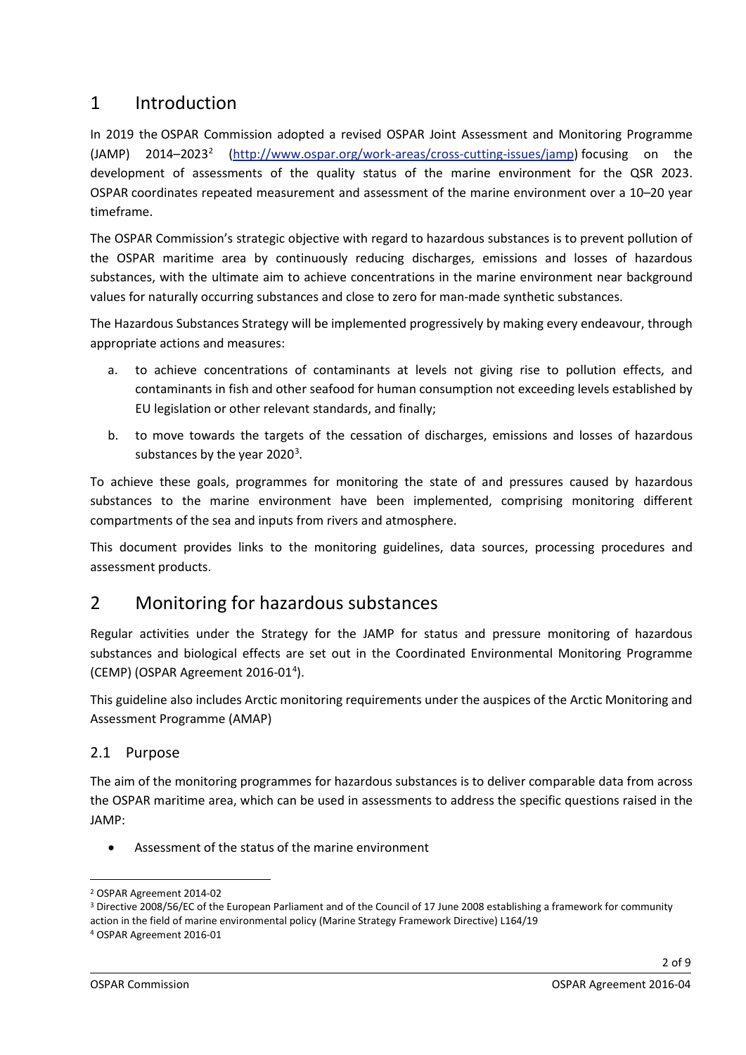# 1 Introduction

In 2019 the OSPAR Commission adopted a revised OSPAR Joint Assessment and Monitoring Programme (JAMP) 2014–2023[2] (http://www.ospar.org/work-areas/cross-cutting-issues/jamp) focusing on the development of assessments of the quality status of the marine environment for the QSR 2023. OSPAR coordinates repeated measurement and assessment of the marine environment over a 10–20 year timeframe.

The OSPAR Commission's strategic objective with regard to hazardous substances is to prevent pollution of the OSPAR maritime area by continuously reducing discharges, emissions and losses of hazardous substances, with the ultimate aim to achieve concentrations in the marine environment near background values for naturally occurring substances and close to zero for man-made synthetic substances.

The Hazardous Substances Strategy will be implemented progressively by making every endeavour, through appropriate actions and measures:

a. to achieve concentrations of contaminants at levels not giving rise to pollution effects, and contaminants in fish and other seafood for human consumption not exceeding levels established by EU legislation or other relevant standards, and finally;

b. to move towards the targets of the cessation of discharges, emissions and losses of hazardous substances by the year 2020[3].

To achieve these goals, programmes for monitoring the state of and pressures caused by hazardous substances to the marine environment have been implemented, comprising monitoring different compartments of the sea and inputs from rivers and atmosphere.

This document provides links to the monitoring guidelines, data sources, processing procedures and assessment products.

# 2 Monitoring for hazardous substances

Regular activities under the Strategy for the JAMP for status and pressure monitoring of hazardous substances and biological effects are set out in the Coordinated Environmental Monitoring Programme (CEMP) (OSPAR Agreement 2016-01[4]).

This guideline also includes Arctic monitoring requirements under the auspices of the Arctic Monitoring and Assessment Programme (AMAP)

## 2.1 Purpose

The aim of the monitoring programmes for hazardous substances is to deliver comparable data from across the OSPAR maritime area, which can be used in assessments to address the specific questions raised in the JAMP:

- Assessment of the status of the marine environment

---

[2] OSPAR Agreement 2014-02

[3] Directive 2008/56/EC of the European Parliament and of the Council of 17 June 2008 establishing a framework for community action in the field of marine environmental policy (Marine Strategy Framework Directive) L164/19

[4] OSPAR Agreement 2016-01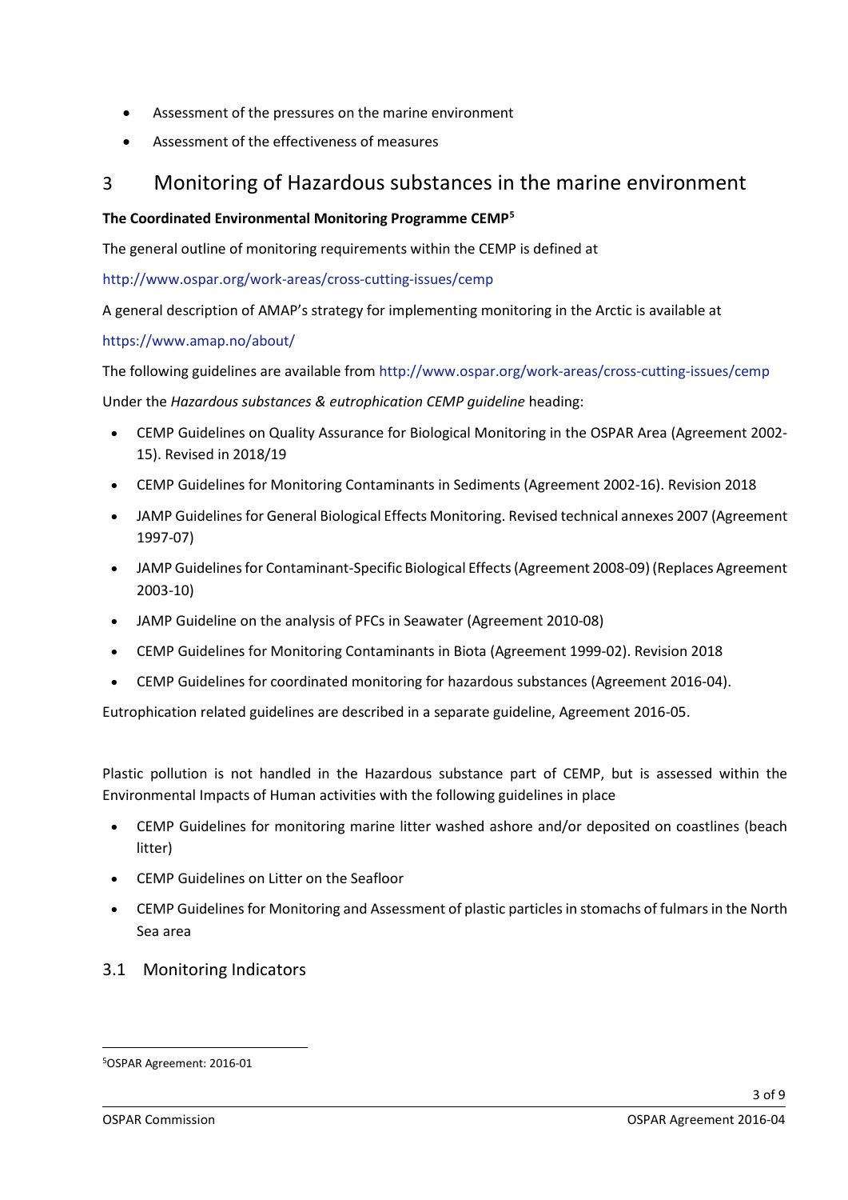- Assessment of the pressures on the marine environment
- Assessment of the effectiveness of measures

# 3 Monitoring of Hazardous substances in the marine environment

**The Coordinated Environmental Monitoring Programme CEMP**[5]

The general outline of monitoring requirements within the CEMP is defined at

http://www.ospar.org/work-areas/cross-cutting-issues/cemp

A general description of AMAP's strategy for implementing monitoring in the Arctic is available at

https://www.amap.no/about/

The following guidelines are available from http://www.ospar.org/work-areas/cross-cutting-issues/cemp

Under the *Hazardous substances & eutrophication CEMP guideline* heading:

- CEMP Guidelines on Quality Assurance for Biological Monitoring in the OSPAR Area (Agreement 2002-15). Revised in 2018/19
- CEMP Guidelines for Monitoring Contaminants in Sediments (Agreement 2002-16). Revision 2018
- JAMP Guidelines for General Biological Effects Monitoring. Revised technical annexes 2007 (Agreement 1997-07)
- JAMP Guidelines for Contaminant-Specific Biological Effects (Agreement 2008-09) (Replaces Agreement 2003-10)
- JAMP Guideline on the analysis of PFCs in Seawater (Agreement 2010-08)
- CEMP Guidelines for Monitoring Contaminants in Biota (Agreement 1999-02). Revision 2018
- CEMP Guidelines for coordinated monitoring for hazardous substances (Agreement 2016-04).

Eutrophication related guidelines are described in a separate guideline, Agreement 2016-05.

Plastic pollution is not handled in the Hazardous substance part of CEMP, but is assessed within the Environmental Impacts of Human activities with the following guidelines in place

- CEMP Guidelines for monitoring marine litter washed ashore and/or deposited on coastlines (beach litter)
- CEMP Guidelines on Litter on the Seafloor
- CEMP Guidelines for Monitoring and Assessment of plastic particles in stomachs of fulmars in the North Sea area

## 3.1 Monitoring Indicators

[5] OSPAR Agreement: 2016-01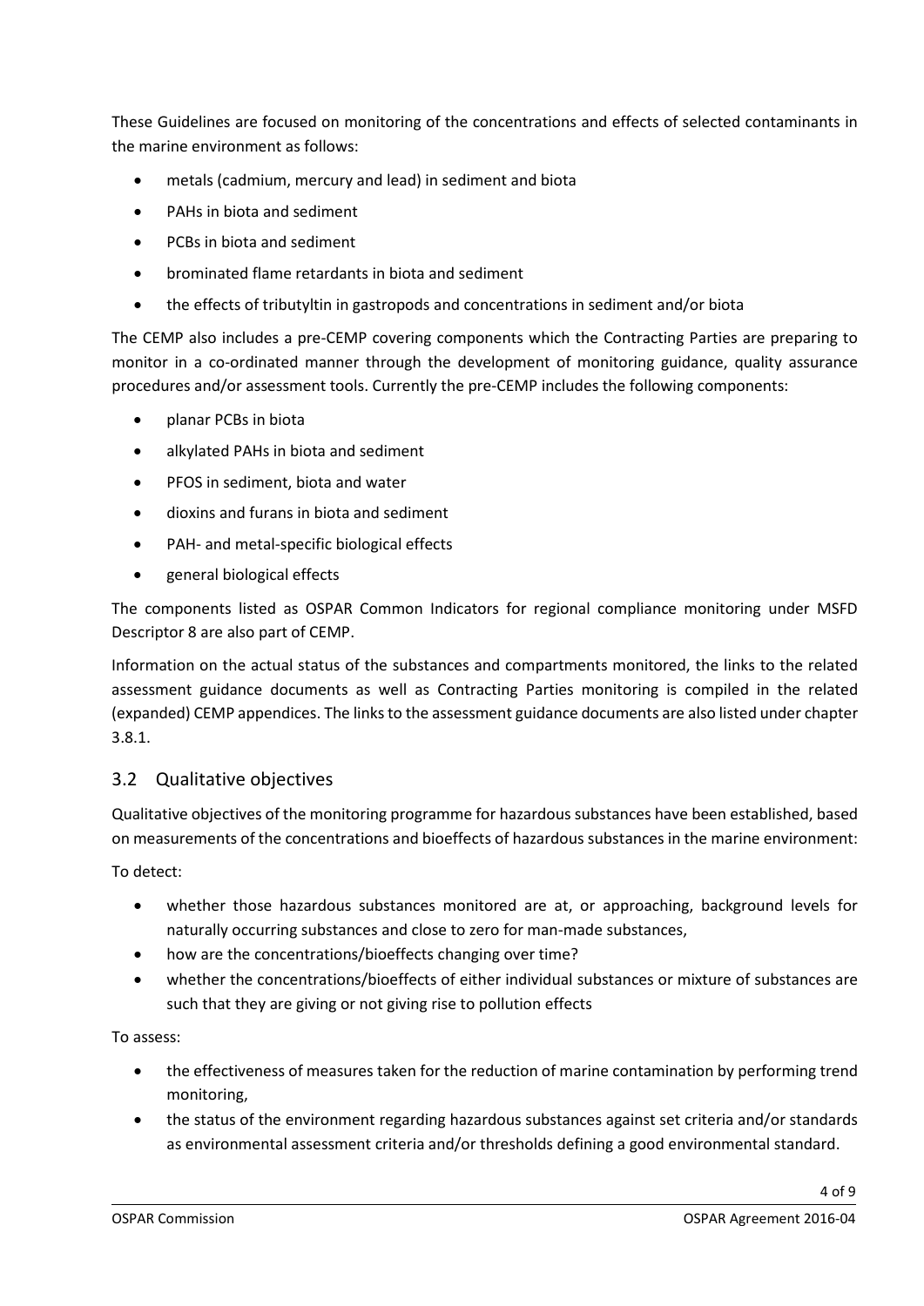These Guidelines are focused on monitoring of the concentrations and effects of selected contaminants in the marine environment as follows:

- metals (cadmium, mercury and lead) in sediment and biota
- PAHs in biota and sediment
- PCBs in biota and sediment
- brominated flame retardants in biota and sediment
- the effects of tributyltin in gastropods and concentrations in sediment and/or biota

The CEMP also includes a pre-CEMP covering components which the Contracting Parties are preparing to monitor in a co-ordinated manner through the development of monitoring guidance, quality assurance procedures and/or assessment tools. Currently the pre-CEMP includes the following components:

- planar PCBs in biota
- alkylated PAHs in biota and sediment
- PFOS in sediment, biota and water
- dioxins and furans in biota and sediment
- PAH- and metal-specific biological effects
- general biological effects

The components listed as OSPAR Common Indicators for regional compliance monitoring under MSFD Descriptor 8 are also part of CEMP.

Information on the actual status of the substances and compartments monitored, the links to the related assessment guidance documents as well as Contracting Parties monitoring is compiled in the related (expanded) CEMP appendices. The links to the assessment guidance documents are also listed under chapter 3.8.1.

## 3.2 Qualitative objectives

Qualitative objectives of the monitoring programme for hazardous substances have been established, based on measurements of the concentrations and bioeffects of hazardous substances in the marine environment:

To detect:

- whether those hazardous substances monitored are at, or approaching, background levels for naturally occurring substances and close to zero for man-made substances,
- how are the concentrations/bioeffects changing over time?
- whether the concentrations/bioeffects of either individual substances or mixture of substances are such that they are giving or not giving rise to pollution effects

To assess:

- the effectiveness of measures taken for the reduction of marine contamination by performing trend monitoring,
- the status of the environment regarding hazardous substances against set criteria and/or standards as environmental assessment criteria and/or thresholds defining a good environmental standard.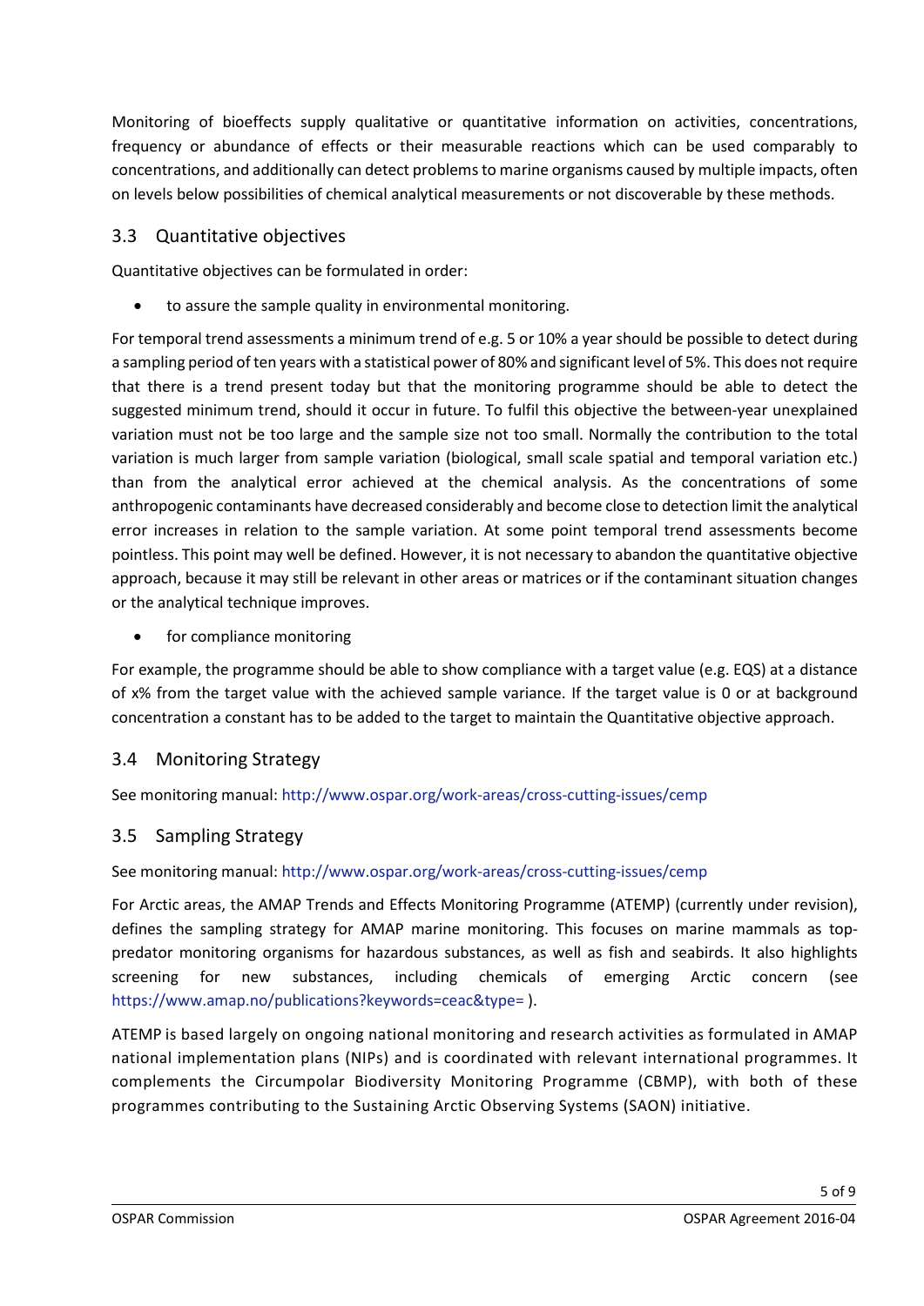Monitoring of bioeffects supply qualitative or quantitative information on activities, concentrations, frequency or abundance of effects or their measurable reactions which can be used comparably to concentrations, and additionally can detect problems to marine organisms caused by multiple impacts, often on levels below possibilities of chemical analytical measurements or not discoverable by these methods.

## 3.3 Quantitative objectives

Quantitative objectives can be formulated in order:

- to assure the sample quality in environmental monitoring.

For temporal trend assessments a minimum trend of e.g. 5 or 10% a year should be possible to detect during a sampling period of ten years with a statistical power of 80% and significant level of 5%. This does not require that there is a trend present today but that the monitoring programme should be able to detect the suggested minimum trend, should it occur in future. To fulfil this objective the between-year unexplained variation must not be too large and the sample size not too small. Normally the contribution to the total variation is much larger from sample variation (biological, small scale spatial and temporal variation etc.) than from the analytical error achieved at the chemical analysis. As the concentrations of some anthropogenic contaminants have decreased considerably and become close to detection limit the analytical error increases in relation to the sample variation. At some point temporal trend assessments become pointless. This point may well be defined. However, it is not necessary to abandon the quantitative objective approach, because it may still be relevant in other areas or matrices or if the contaminant situation changes or the analytical technique improves.

- for compliance monitoring

For example, the programme should be able to show compliance with a target value (e.g. EQS) at a distance of x% from the target value with the achieved sample variance. If the target value is 0 or at background concentration a constant has to be added to the target to maintain the Quantitative objective approach.

## 3.4 Monitoring Strategy

See monitoring manual: http://www.ospar.org/work-areas/cross-cutting-issues/cemp

## 3.5 Sampling Strategy

See monitoring manual: http://www.ospar.org/work-areas/cross-cutting-issues/cemp

For Arctic areas, the AMAP Trends and Effects Monitoring Programme (ATEMP) (currently under revision), defines the sampling strategy for AMAP marine monitoring. This focuses on marine mammals as top-predator monitoring organisms for hazardous substances, as well as fish and seabirds. It also highlights screening for new substances, including chemicals of emerging Arctic concern (see https://www.amap.no/publications?keywords=ceac&type= ).

ATEMP is based largely on ongoing national monitoring and research activities as formulated in AMAP national implementation plans (NIPs) and is coordinated with relevant international programmes. It complements the Circumpolar Biodiversity Monitoring Programme (CBMP), with both of these programmes contributing to the Sustaining Arctic Observing Systems (SAON) initiative.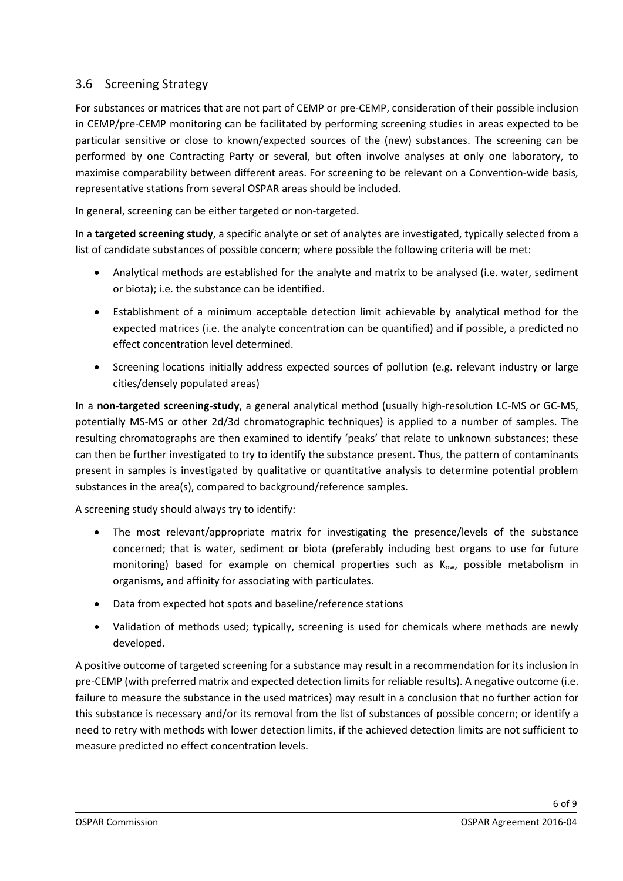## 3.6 Screening Strategy

For substances or matrices that are not part of CEMP or pre-CEMP, consideration of their possible inclusion in CEMP/pre-CEMP monitoring can be facilitated by performing screening studies in areas expected to be particular sensitive or close to known/expected sources of the (new) substances. The screening can be performed by one Contracting Party or several, but often involve analyses at only one laboratory, to maximise comparability between different areas. For screening to be relevant on a Convention-wide basis, representative stations from several OSPAR areas should be included.

In general, screening can be either targeted or non-targeted.

In a **targeted screening study**, a specific analyte or set of analytes are investigated, typically selected from a list of candidate substances of possible concern; where possible the following criteria will be met:

- Analytical methods are established for the analyte and matrix to be analysed (i.e. water, sediment or biota); i.e. the substance can be identified.
- Establishment of a minimum acceptable detection limit achievable by analytical method for the expected matrices (i.e. the analyte concentration can be quantified) and if possible, a predicted no effect concentration level determined.
- Screening locations initially address expected sources of pollution (e.g. relevant industry or large cities/densely populated areas)

In a **non-targeted screening-study**, a general analytical method (usually high-resolution LC-MS or GC-MS, potentially MS-MS or other 2d/3d chromatographic techniques) is applied to a number of samples. The resulting chromatographs are then examined to identify 'peaks' that relate to unknown substances; these can then be further investigated to try to identify the substance present. Thus, the pattern of contaminants present in samples is investigated by qualitative or quantitative analysis to determine potential problem substances in the area(s), compared to background/reference samples.

A screening study should always try to identify:

- The most relevant/appropriate matrix for investigating the presence/levels of the substance concerned; that is water, sediment or biota (preferably including best organs to use for future monitoring) based for example on chemical properties such as $K_{ow}$, possible metabolism in organisms, and affinity for associating with particulates.
- Data from expected hot spots and baseline/reference stations
- Validation of methods used; typically, screening is used for chemicals where methods are newly developed.

A positive outcome of targeted screening for a substance may result in a recommendation for its inclusion in pre-CEMP (with preferred matrix and expected detection limits for reliable results). A negative outcome (i.e. failure to measure the substance in the used matrices) may result in a conclusion that no further action for this substance is necessary and/or its removal from the list of substances of possible concern; or identify a need to retry with methods with lower detection limits, if the achieved detection limits are not sufficient to measure predicted no effect concentration levels.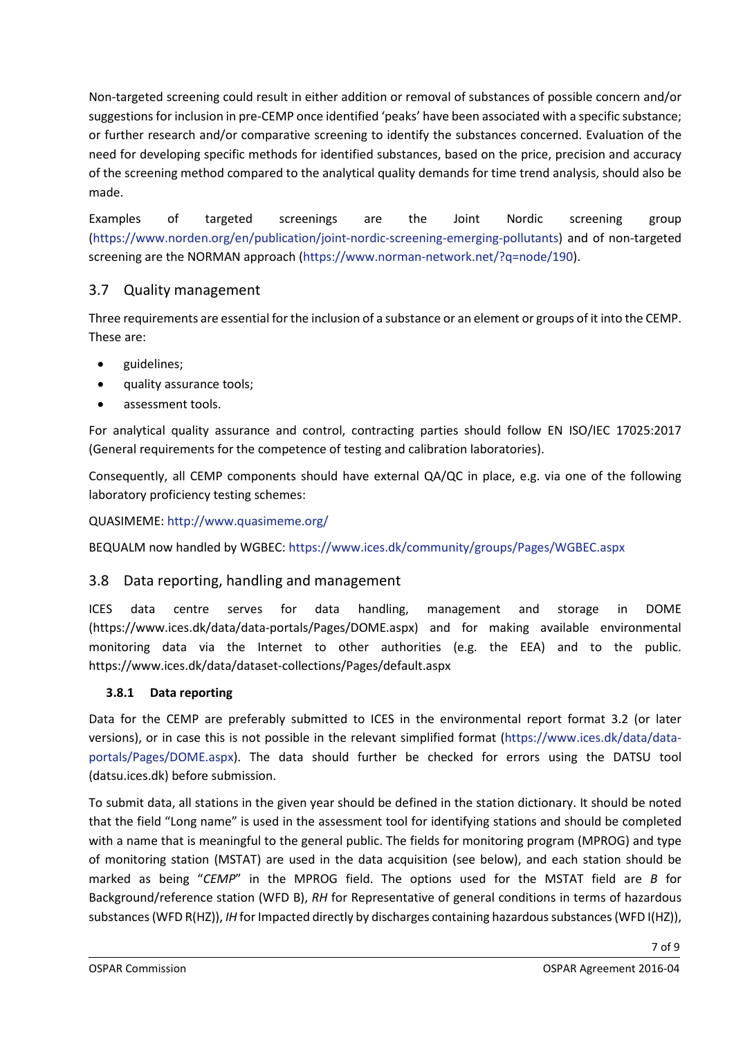Non-targeted screening could result in either addition or removal of substances of possible concern and/or suggestions for inclusion in pre-CEMP once identified 'peaks' have been associated with a specific substance; or further research and/or comparative screening to identify the substances concerned. Evaluation of the need for developing specific methods for identified substances, based on the price, precision and accuracy of the screening method compared to the analytical quality demands for time trend analysis, should also be made.

Examples of targeted screenings are the Joint Nordic screening group (https://www.norden.org/en/publication/joint-nordic-screening-emerging-pollutants) and of non-targeted screening are the NORMAN approach (https://www.norman-network.net/?q=node/190).

## 3.7 Quality management

Three requirements are essential for the inclusion of a substance or an element or groups of it into the CEMP. These are:

- guidelines;
- quality assurance tools;
- assessment tools.

For analytical quality assurance and control, contracting parties should follow EN ISO/IEC 17025:2017 (General requirements for the competence of testing and calibration laboratories).

Consequently, all CEMP components should have external QA/QC in place, e.g. via one of the following laboratory proficiency testing schemes:

QUASIMEME: http://www.quasimeme.org/

BEQUALM now handled by WGBEC: https://www.ices.dk/community/groups/Pages/WGBEC.aspx

## 3.8 Data reporting, handling and management

ICES data centre serves for data handling, management and storage in DOME (https://www.ices.dk/data/data-portals/Pages/DOME.aspx) and for making available environmental monitoring data via the Internet to other authorities (e.g. the EEA) and to the public. https://www.ices.dk/data/dataset-collections/Pages/default.aspx

### 3.8.1 Data reporting

Data for the CEMP are preferably submitted to ICES in the environmental report format 3.2 (or later versions), or in case this is not possible in the relevant simplified format (https://www.ices.dk/data/data-portals/Pages/DOME.aspx). The data should further be checked for errors using the DATSU tool (datsu.ices.dk) before submission.

To submit data, all stations in the given year should be defined in the station dictionary. It should be noted that the field "Long name" is used in the assessment tool for identifying stations and should be completed with a name that is meaningful to the general public. The fields for monitoring program (MPROG) and type of monitoring station (MSTAT) are used in the data acquisition (see below), and each station should be marked as being "*CEMP*" in the MPROG field. The options used for the MSTAT field are *B* for Background/reference station (WFD B), *RH* for Representative of general conditions in terms of hazardous substances (WFD R(HZ)), *IH* for Impacted directly by discharges containing hazardous substances (WFD I(HZ)),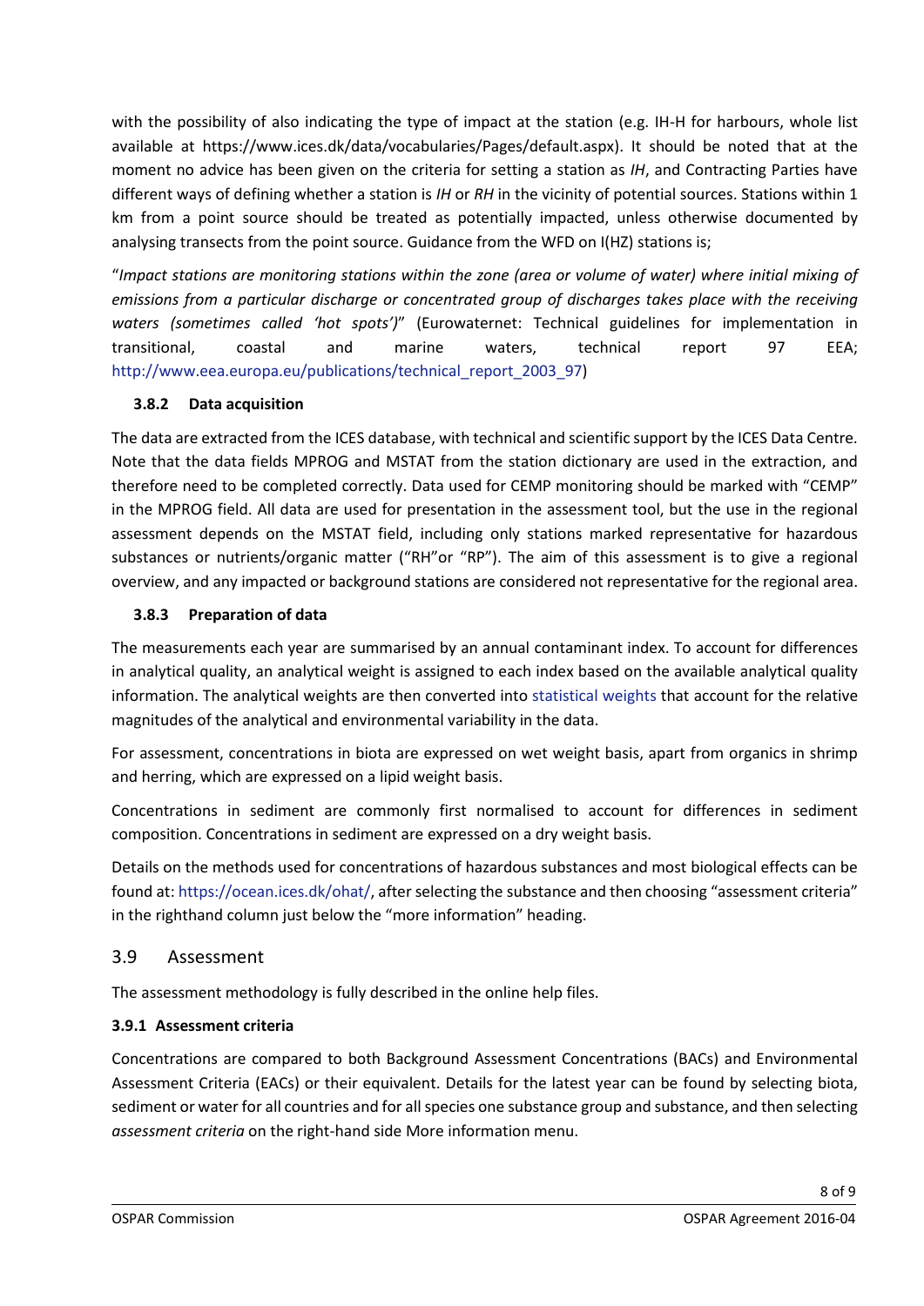with the possibility of also indicating the type of impact at the station (e.g. IH-H for harbours, whole list available at https://www.ices.dk/data/vocabularies/Pages/default.aspx). It should be noted that at the moment no advice has been given on the criteria for setting a station as *IH*, and Contracting Parties have different ways of defining whether a station is *IH* or *RH* in the vicinity of potential sources. Stations within 1 km from a point source should be treated as potentially impacted, unless otherwise documented by analysing transects from the point source. Guidance from the WFD on I(HZ) stations is;

"*Impact stations are monitoring stations within the zone (area or volume of water) where initial mixing of emissions from a particular discharge or concentrated group of discharges takes place with the receiving waters (sometimes called 'hot spots')*" (Eurowaternet: Technical guidelines for implementation in transitional, coastal and marine waters, technical report 97 EEA; http://www.eea.europa.eu/publications/technical_report_2003_97)

### 3.8.2 Data acquisition

The data are extracted from the ICES database, with technical and scientific support by the ICES Data Centre. Note that the data fields MPROG and MSTAT from the station dictionary are used in the extraction, and therefore need to be completed correctly. Data used for CEMP monitoring should be marked with "CEMP" in the MPROG field. All data are used for presentation in the assessment tool, but the use in the regional assessment depends on the MSTAT field, including only stations marked representative for hazardous substances or nutrients/organic matter ("RH"or "RP"). The aim of this assessment is to give a regional overview, and any impacted or background stations are considered not representative for the regional area.

### 3.8.3 Preparation of data

The measurements each year are summarised by an annual contaminant index. To account for differences in analytical quality, an analytical weight is assigned to each index based on the available analytical quality information. The analytical weights are then converted into statistical weights that account for the relative magnitudes of the analytical and environmental variability in the data.

For assessment, concentrations in biota are expressed on wet weight basis, apart from organics in shrimp and herring, which are expressed on a lipid weight basis.

Concentrations in sediment are commonly first normalised to account for differences in sediment composition. Concentrations in sediment are expressed on a dry weight basis.

Details on the methods used for concentrations of hazardous substances and most biological effects can be found at: https://ocean.ices.dk/ohat/, after selecting the substance and then choosing "assessment criteria" in the righthand column just below the "more information" heading.

## 3.9 Assessment

The assessment methodology is fully described in the online help files.

### 3.9.1 Assessment criteria

Concentrations are compared to both Background Assessment Concentrations (BACs) and Environmental Assessment Criteria (EACs) or their equivalent. Details for the latest year can be found by selecting biota, sediment or water for all countries and for all species one substance group and substance, and then selecting *assessment criteria* on the right-hand side More information menu.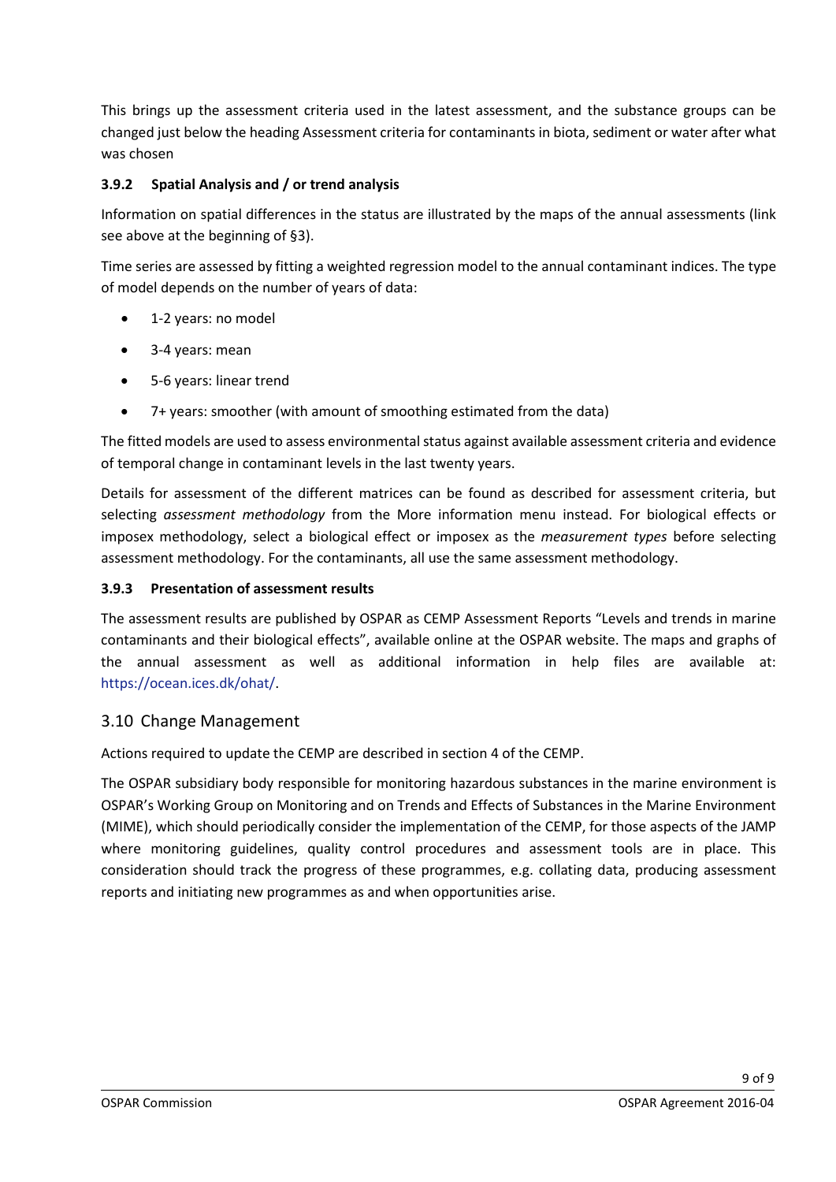This brings up the assessment criteria used in the latest assessment, and the substance groups can be changed just below the heading Assessment criteria for contaminants in biota, sediment or water after what was chosen

### 3.9.2 Spatial Analysis and / or trend analysis

Information on spatial differences in the status are illustrated by the maps of the annual assessments (link see above at the beginning of §3).

Time series are assessed by fitting a weighted regression model to the annual contaminant indices. The type of model depends on the number of years of data:

- 1-2 years: no model
- 3-4 years: mean
- 5-6 years: linear trend
- 7+ years: smoother (with amount of smoothing estimated from the data)

The fitted models are used to assess environmental status against available assessment criteria and evidence of temporal change in contaminant levels in the last twenty years.

Details for assessment of the different matrices can be found as described for assessment criteria, but selecting *assessment methodology* from the More information menu instead. For biological effects or imposex methodology, select a biological effect or imposex as the *measurement types* before selecting assessment methodology. For the contaminants, all use the same assessment methodology.

### 3.9.3 Presentation of assessment results

The assessment results are published by OSPAR as CEMP Assessment Reports "Levels and trends in marine contaminants and their biological effects", available online at the OSPAR website. The maps and graphs of the annual assessment as well as additional information in help files are available at: https://ocean.ices.dk/ohat/.

## 3.10 Change Management

Actions required to update the CEMP are described in section 4 of the CEMP.

The OSPAR subsidiary body responsible for monitoring hazardous substances in the marine environment is OSPAR's Working Group on Monitoring and on Trends and Effects of Substances in the Marine Environment (MIME), which should periodically consider the implementation of the CEMP, for those aspects of the JAMP where monitoring guidelines, quality control procedures and assessment tools are in place. This consideration should track the progress of these programmes, e.g. collating data, producing assessment reports and initiating new programmes as and when opportunities arise.